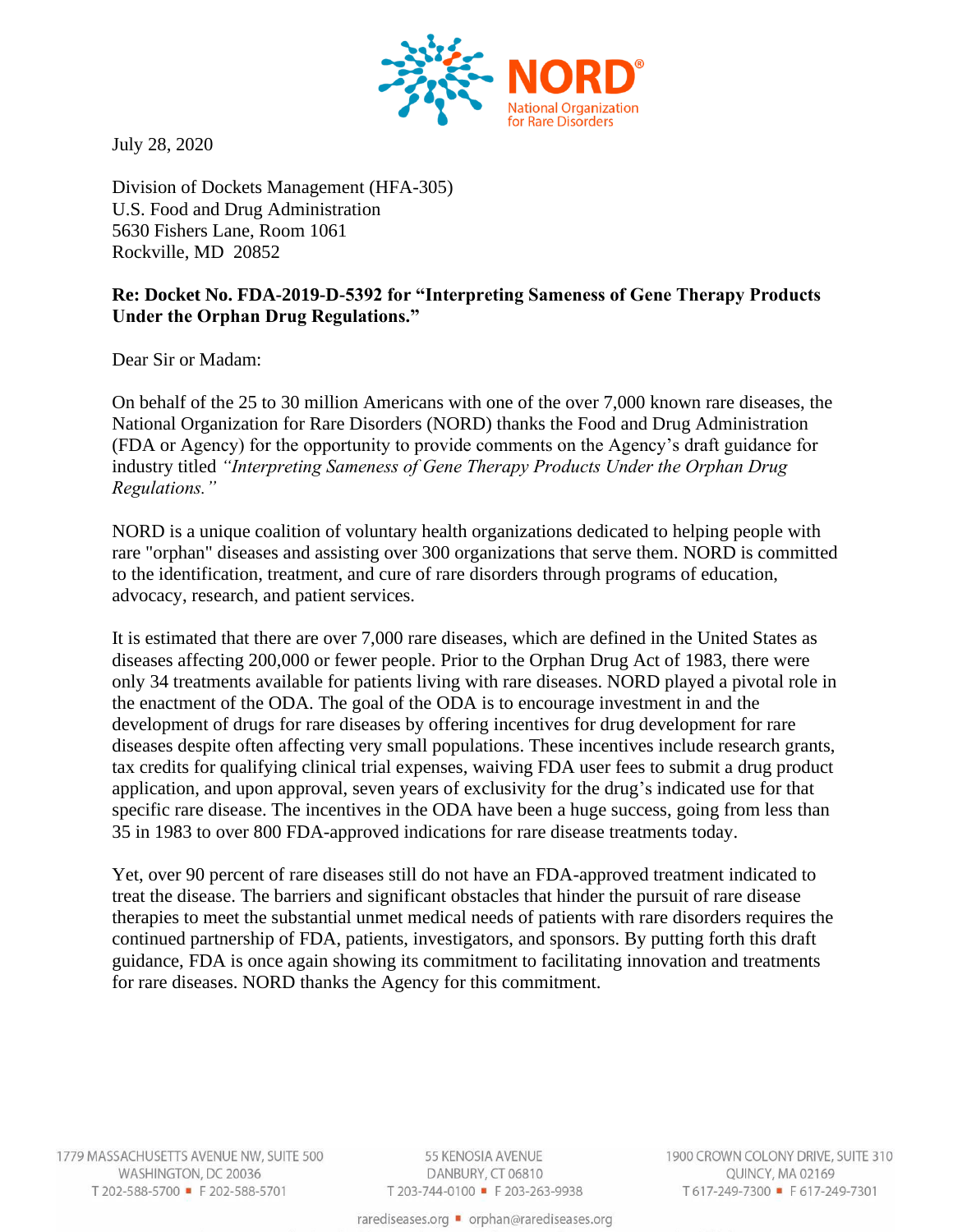NORD® National Organization for Rare Disorders

July 28, 2020

Division of Dockets Management (HFA-305)
U.S. Food and Drug Administration
5630 Fishers Lane, Room 1061
Rockville, MD 20852

**Re: Docket No. FDA-2019-D-5392 for "Interpreting Sameness of Gene Therapy Products Under the Orphan Drug Regulations."**

Dear Sir or Madam:

On behalf of the 25 to 30 million Americans with one of the over 7,000 known rare diseases, the National Organization for Rare Disorders (NORD) thanks the Food and Drug Administration (FDA or Agency) for the opportunity to provide comments on the Agency's draft guidance for industry titled *"Interpreting Sameness of Gene Therapy Products Under the Orphan Drug Regulations."*

NORD is a unique coalition of voluntary health organizations dedicated to helping people with rare "orphan" diseases and assisting over 300 organizations that serve them. NORD is committed to the identification, treatment, and cure of rare disorders through programs of education, advocacy, research, and patient services.

It is estimated that there are over 7,000 rare diseases, which are defined in the United States as diseases affecting 200,000 or fewer people. Prior to the Orphan Drug Act of 1983, there were only 34 treatments available for patients living with rare diseases. NORD played a pivotal role in the enactment of the ODA. The goal of the ODA is to encourage investment in and the development of drugs for rare diseases by offering incentives for drug development for rare diseases despite often affecting very small populations. These incentives include research grants, tax credits for qualifying clinical trial expenses, waiving FDA user fees to submit a drug product application, and upon approval, seven years of exclusivity for the drug's indicated use for that specific rare disease. The incentives in the ODA have been a huge success, going from less than 35 in 1983 to over 800 FDA-approved indications for rare disease treatments today.

Yet, over 90 percent of rare diseases still do not have an FDA-approved treatment indicated to treat the disease. The barriers and significant obstacles that hinder the pursuit of rare disease therapies to meet the substantial unmet medical needs of patients with rare disorders requires the continued partnership of FDA, patients, investigators, and sponsors. By putting forth this draft guidance, FDA is once again showing its commitment to facilitating innovation and treatments for rare diseases. NORD thanks the Agency for this commitment.

1779 MASSACHUSETTS AVENUE NW, SUITE 500
WASHINGTON, DC 20036
T 202-588-5700 ■ F 202-588-5701

55 KENOSIA AVENUE
DANBURY, CT 06810
T 203-744-0100 ■ F 203-263-9938

1900 CROWN COLONY DRIVE, SUITE 310
QUINCY, MA 02169
T 617-249-7300 ■ F 617-249-7301

rarediseases.org ■ orphan@rarediseases.org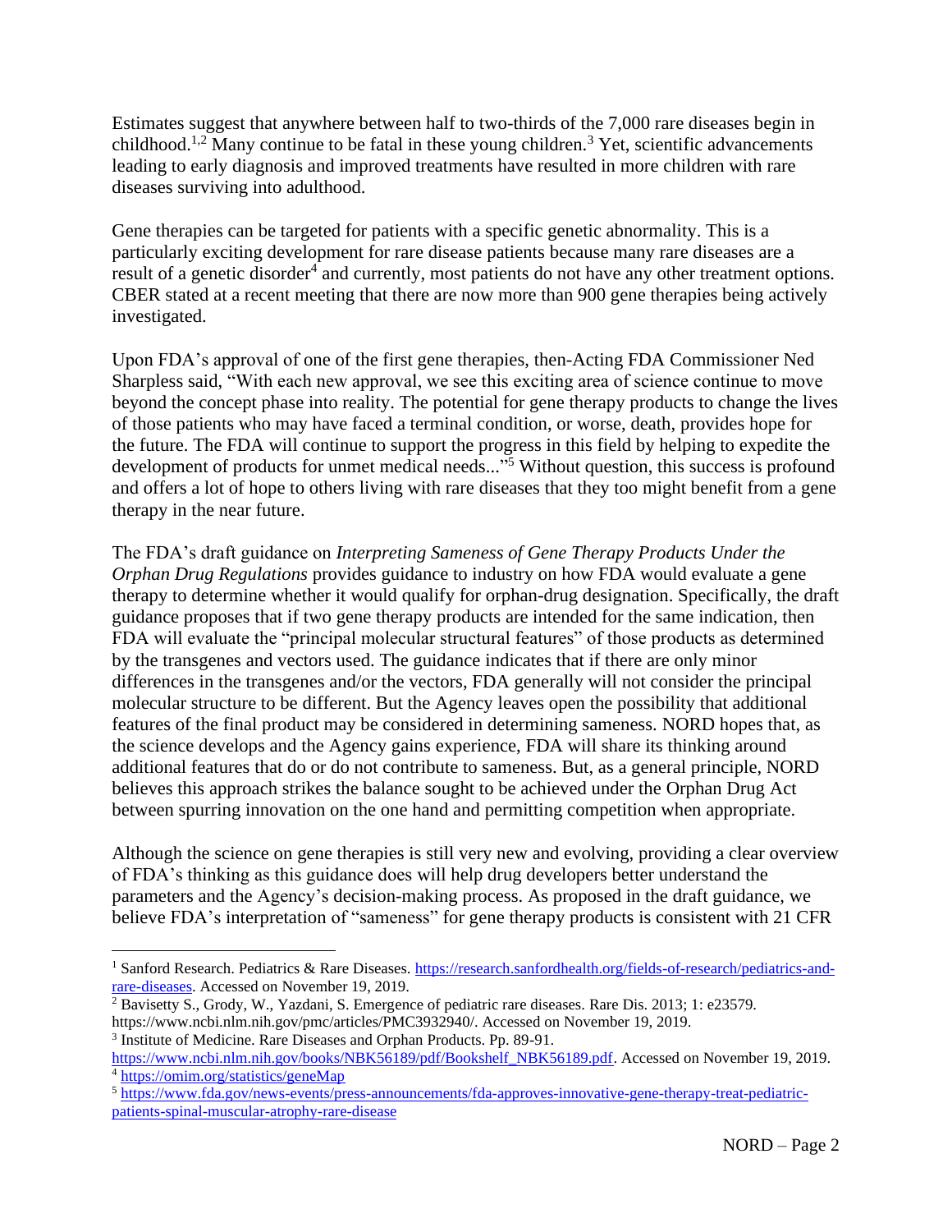Estimates suggest that anywhere between half to two-thirds of the 7,000 rare diseases begin in childhood.[1,2] Many continue to be fatal in these young children.[3] Yet, scientific advancements leading to early diagnosis and improved treatments have resulted in more children with rare diseases surviving into adulthood.

Gene therapies can be targeted for patients with a specific genetic abnormality. This is a particularly exciting development for rare disease patients because many rare diseases are a result of a genetic disorder[4] and currently, most patients do not have any other treatment options. CBER stated at a recent meeting that there are now more than 900 gene therapies being actively investigated.

Upon FDA's approval of one of the first gene therapies, then-Acting FDA Commissioner Ned Sharpless said, "With each new approval, we see this exciting area of science continue to move beyond the concept phase into reality. The potential for gene therapy products to change the lives of those patients who may have faced a terminal condition, or worse, death, provides hope for the future. The FDA will continue to support the progress in this field by helping to expedite the development of products for unmet medical needs..."[5] Without question, this success is profound and offers a lot of hope to others living with rare diseases that they too might benefit from a gene therapy in the near future.

The FDA's draft guidance on *Interpreting Sameness of Gene Therapy Products Under the Orphan Drug Regulations* provides guidance to industry on how FDA would evaluate a gene therapy to determine whether it would qualify for orphan-drug designation. Specifically, the draft guidance proposes that if two gene therapy products are intended for the same indication, then FDA will evaluate the "principal molecular structural features" of those products as determined by the transgenes and vectors used. The guidance indicates that if there are only minor differences in the transgenes and/or the vectors, FDA generally will not consider the principal molecular structure to be different. But the Agency leaves open the possibility that additional features of the final product may be considered in determining sameness. NORD hopes that, as the science develops and the Agency gains experience, FDA will share its thinking around additional features that do or do not contribute to sameness. But, as a general principle, NORD believes this approach strikes the balance sought to be achieved under the Orphan Drug Act between spurring innovation on the one hand and permitting competition when appropriate.

Although the science on gene therapies is still very new and evolving, providing a clear overview of FDA's thinking as this guidance does will help drug developers better understand the parameters and the Agency's decision-making process. As proposed in the draft guidance, we believe FDA's interpretation of "sameness" for gene therapy products is consistent with 21 CFR

---

[1] Sanford Research. Pediatrics & Rare Diseases. https://research.sanfordhealth.org/fields-of-research/pediatrics-and-rare-diseases. Accessed on November 19, 2019.

[2] Bavisetty S., Grody, W., Yazdani, S. Emergence of pediatric rare diseases. Rare Dis. 2013; 1: e23579. https://www.ncbi.nlm.nih.gov/pmc/articles/PMC3932940/. Accessed on November 19, 2019.

[3] Institute of Medicine. Rare Diseases and Orphan Products. Pp. 89-91. https://www.ncbi.nlm.nih.gov/books/NBK56189/pdf/Bookshelf_NBK56189.pdf. Accessed on November 19, 2019.

[4] https://omim.org/statistics/geneMap

[5] https://www.fda.gov/news-events/press-announcements/fda-approves-innovative-gene-therapy-treat-pediatric-patients-spinal-muscular-atrophy-rare-disease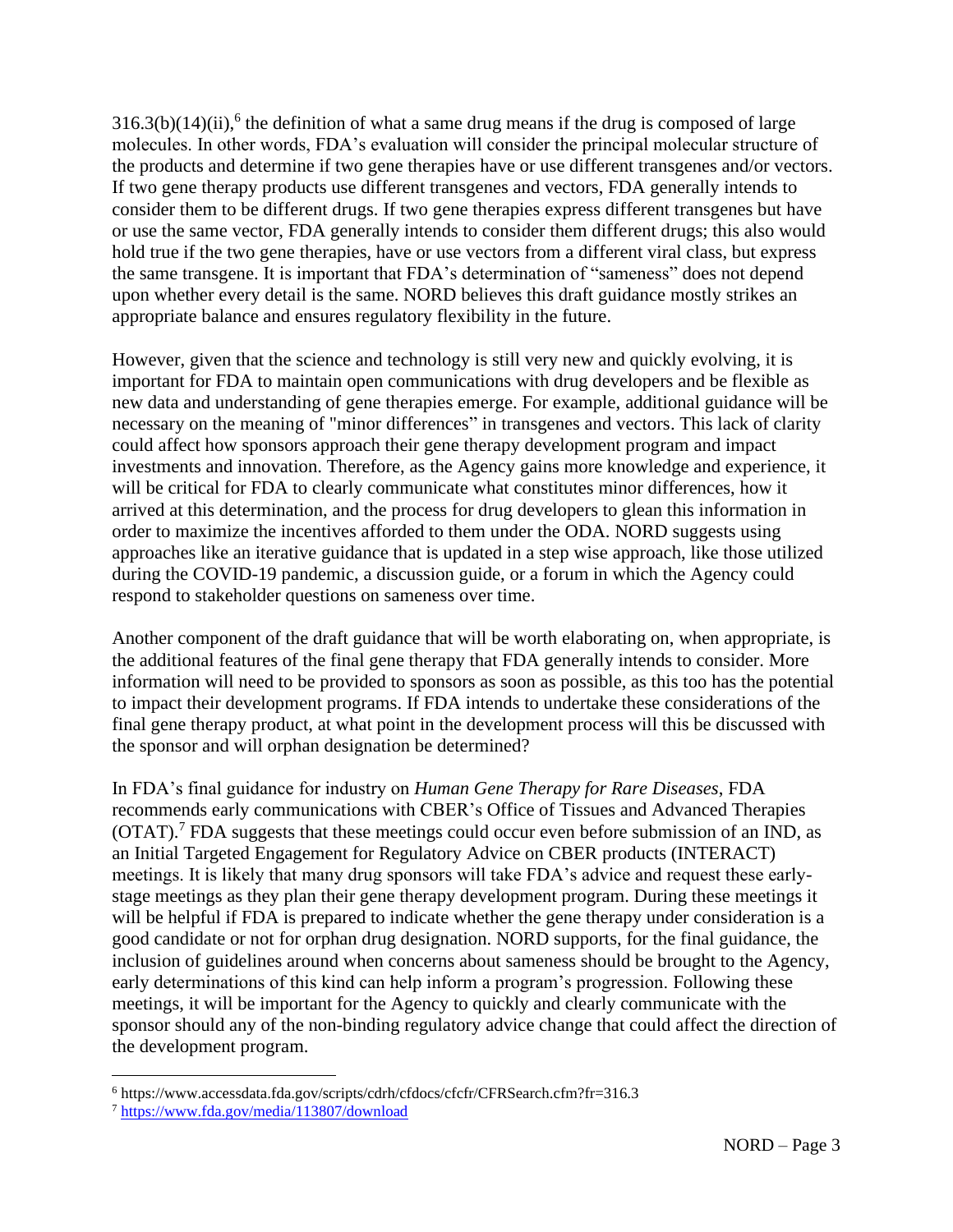316.3(b)(14)(ii),[6] the definition of what a same drug means if the drug is composed of large molecules. In other words, FDA's evaluation will consider the principal molecular structure of the products and determine if two gene therapies have or use different transgenes and/or vectors. If two gene therapy products use different transgenes and vectors, FDA generally intends to consider them to be different drugs. If two gene therapies express different transgenes but have or use the same vector, FDA generally intends to consider them different drugs; this also would hold true if the two gene therapies, have or use vectors from a different viral class, but express the same transgene. It is important that FDA's determination of "sameness" does not depend upon whether every detail is the same. NORD believes this draft guidance mostly strikes an appropriate balance and ensures regulatory flexibility in the future.

However, given that the science and technology is still very new and quickly evolving, it is important for FDA to maintain open communications with drug developers and be flexible as new data and understanding of gene therapies emerge. For example, additional guidance will be necessary on the meaning of "minor differences" in transgenes and vectors. This lack of clarity could affect how sponsors approach their gene therapy development program and impact investments and innovation. Therefore, as the Agency gains more knowledge and experience, it will be critical for FDA to clearly communicate what constitutes minor differences, how it arrived at this determination, and the process for drug developers to glean this information in order to maximize the incentives afforded to them under the ODA. NORD suggests using approaches like an iterative guidance that is updated in a step wise approach, like those utilized during the COVID-19 pandemic, a discussion guide, or a forum in which the Agency could respond to stakeholder questions on sameness over time.

Another component of the draft guidance that will be worth elaborating on, when appropriate, is the additional features of the final gene therapy that FDA generally intends to consider. More information will need to be provided to sponsors as soon as possible, as this too has the potential to impact their development programs. If FDA intends to undertake these considerations of the final gene therapy product, at what point in the development process will this be discussed with the sponsor and will orphan designation be determined?

In FDA's final guidance for industry on *Human Gene Therapy for Rare Diseases*, FDA recommends early communications with CBER's Office of Tissues and Advanced Therapies (OTAT).[7] FDA suggests that these meetings could occur even before submission of an IND, as an Initial Targeted Engagement for Regulatory Advice on CBER products (INTERACT) meetings. It is likely that many drug sponsors will take FDA's advice and request these early-stage meetings as they plan their gene therapy development program. During these meetings it will be helpful if FDA is prepared to indicate whether the gene therapy under consideration is a good candidate or not for orphan drug designation. NORD supports, for the final guidance, the inclusion of guidelines around when concerns about sameness should be brought to the Agency, early determinations of this kind can help inform a program's progression. Following these meetings, it will be important for the Agency to quickly and clearly communicate with the sponsor should any of the non-binding regulatory advice change that could affect the direction of the development program.

---

[6] https://www.accessdata.fda.gov/scripts/cdrh/cfdocs/cfcfr/CFRSearch.cfm?fr=316.3

[7] https://www.fda.gov/media/113807/download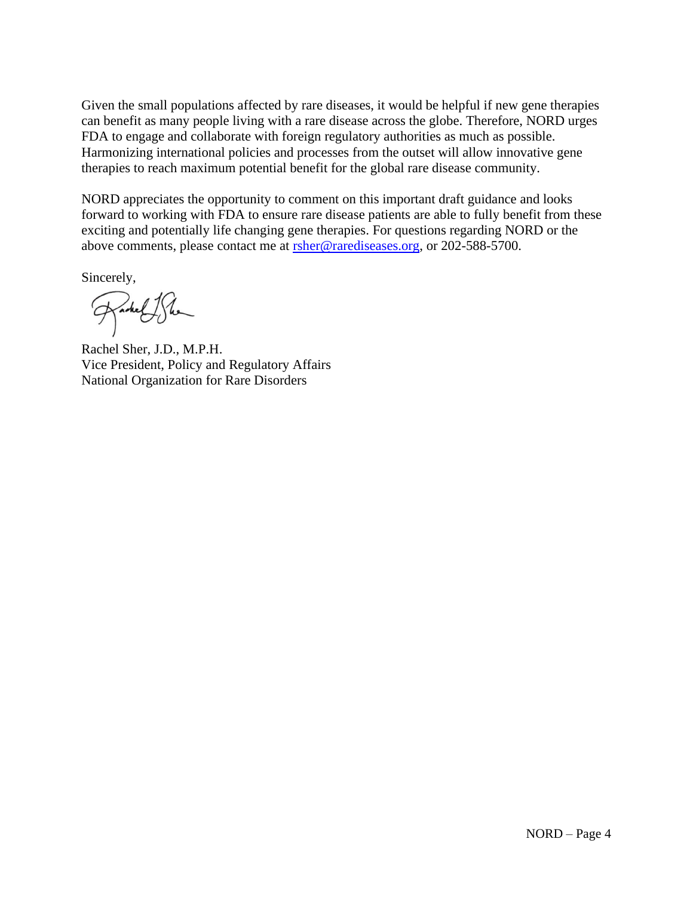Given the small populations affected by rare diseases, it would be helpful if new gene therapies can benefit as many people living with a rare disease across the globe. Therefore, NORD urges FDA to engage and collaborate with foreign regulatory authorities as much as possible. Harmonizing international policies and processes from the outset will allow innovative gene therapies to reach maximum potential benefit for the global rare disease community.

NORD appreciates the opportunity to comment on this important draft guidance and looks forward to working with FDA to ensure rare disease patients are able to fully benefit from these exciting and potentially life changing gene therapies. For questions regarding NORD or the above comments, please contact me at rsher@rarediseases.org, or 202-588-5700.

Sincerely,

Rachel Sher, J.D., M.P.H.
Vice President, Policy and Regulatory Affairs
National Organization for Rare Disorders